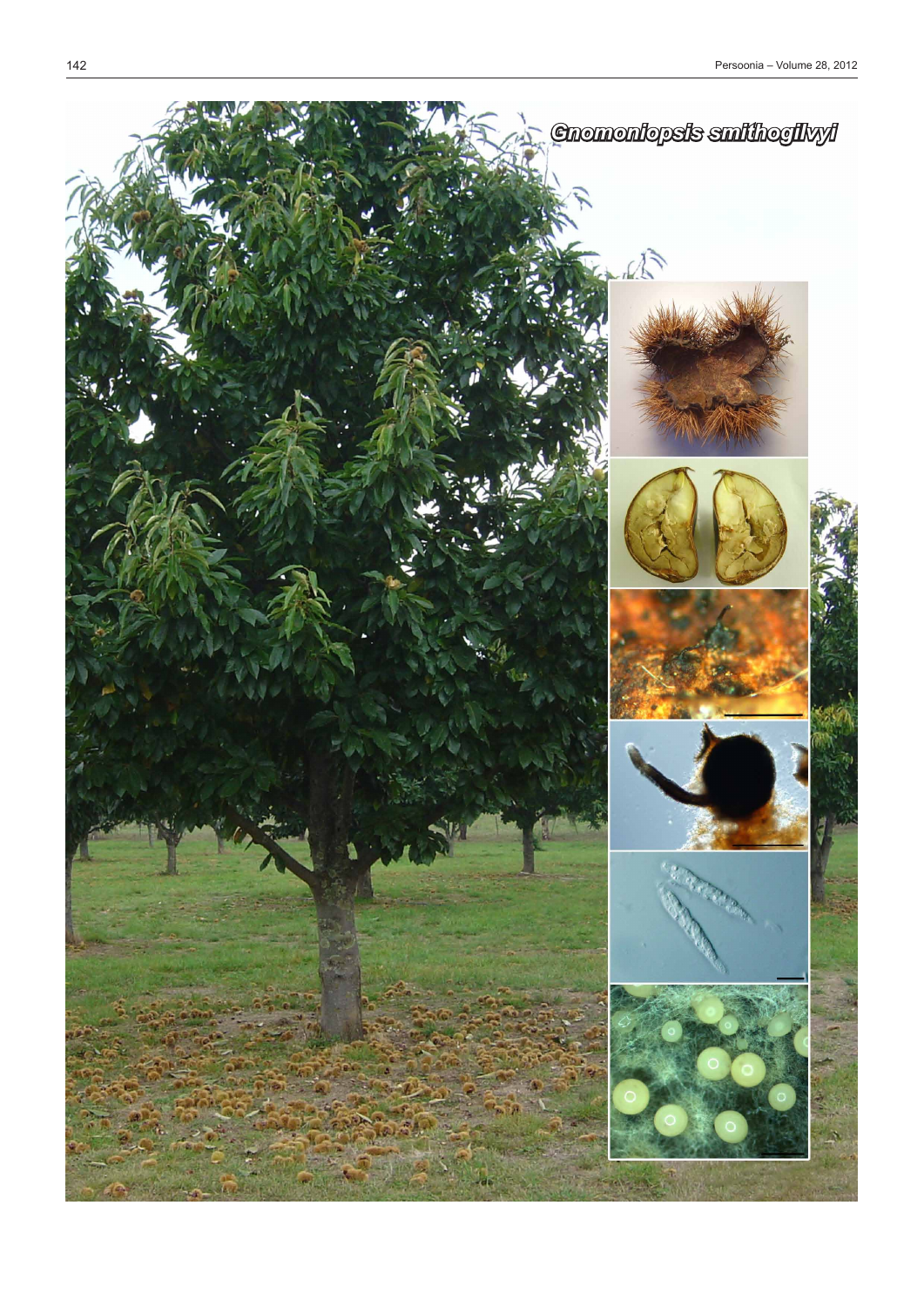Gnomoniopsis smithogilvyi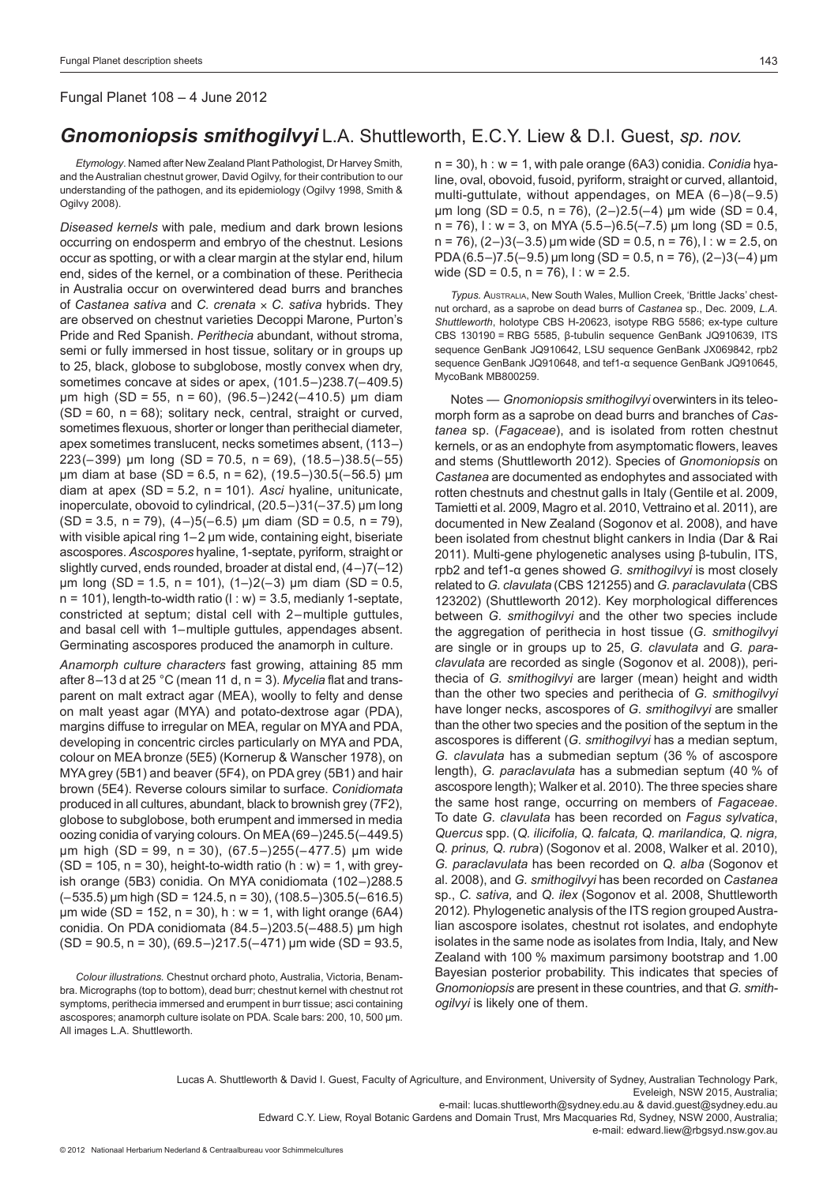Fungal Planet 108 – 4 June 2012

# *Gnomoniopsis smithogilvyi* L.A. Shuttleworth, E.C.Y. Liew & D.I. Guest, *sp. nov.*

*Etymology*. Named after New Zealand Plant Pathologist, Dr Harvey Smith, and the Australian chestnut grower, David Ogilvy, for their contribution to our understanding of the pathogen, and its epidemiology (Ogilvy 1998, Smith & Ogilvy 2008).

*Diseased kernels* with pale, medium and dark brown lesions occurring on endosperm and embryo of the chestnut. Lesions occur as spotting, or with a clear margin at the stylar end, hilum end, sides of the kernel, or a combination of these. Perithecia in Australia occur on overwintered dead burrs and branches of *Castanea sativa* and *C. crenata* × *C. sativa* hybrids. They are observed on chestnut varieties Decoppi Marone, Purton's Pride and Red Spanish. *Perithecia* abundant, without stroma, semi or fully immersed in host tissue, solitary or in groups up to 25, black, globose to subglobose, mostly convex when dry, sometimes concave at sides or apex, (101.5–)238.7(–409.5) µm high (SD = 55, n = 60), (96.5–)242(–410.5) µm diam (SD = 60, n = 68); solitary neck, central, straight or curved, sometimes flexuous, shorter or longer than perithecial diameter, apex sometimes translucent, necks sometimes absent, (113–)223(–399) µm long (SD = 70.5, n = 69), (18.5–)38.5(–55) µm diam at base (SD = 6.5, n = 62), (19.5–)30.5(–56.5) µm diam at apex (SD = 5.2, n = 101). *Asci* hyaline, unitunicate, inoperculate, obovoid to cylindrical, (20.5–)31(–37.5) µm long (SD = 3.5, n = 79), (4–)5(–6.5) µm diam (SD = 0.5, n = 79), with visible apical ring 1–2 µm wide, containing eight, biseriate ascospores. *Ascospores* hyaline, 1-septate, pyriform, straight or slightly curved, ends rounded, broader at distal end, (4–)7(–12) µm long (SD = 1.5, n = 101), (1–)2(–3) µm diam (SD = 0.5, n = 101), length-to-width ratio (l : w) = 3.5, medianly 1-septate, constricted at septum; distal cell with 2–multiple guttules, and basal cell with 1–multiple guttules, appendages absent. Germinating ascospores produced the anamorph in culture.

*Anamorph culture characters* fast growing, attaining 85 mm after 8–13 d at 25 °C (mean 11 d, n = 3). *Mycelia* flat and transparent on malt extract agar (MEA), woolly to felty and dense on malt yeast agar (MYA) and potato-dextrose agar (PDA), margins diffuse to irregular on MEA, regular on MYA and PDA, developing in concentric circles particularly on MYA and PDA, colour on MEA bronze (5E5) (Kornerup & Wanscher 1978), on MYA grey (5B1) and beaver (5F4), on PDA grey (5B1) and hair brown (5E4). Reverse colours similar to surface. *Conidiomata* produced in all cultures, abundant, black to brownish grey (7F2), globose to subglobose, both erumpent and immersed in media oozing conidia of varying colours. On MEA (69–)245.5(–449.5) µm high (SD = 99, n = 30), (67.5–)255(–477.5) µm wide (SD = 105, n = 30), height-to-width ratio (h : w) = 1, with greyish orange (5B3) conidia. On MYA conidiomata (102–)288.5 (–535.5) µm high (SD = 124.5, n = 30), (108.5–)305.5(–616.5) µm wide (SD = 152, n = 30), h : w = 1, with light orange (6A4) conidia. On PDA conidiomata (84.5–)203.5(–488.5) µm high (SD = 90.5, n = 30), (69.5–)217.5(–471) µm wide (SD = 93.5, n = 30), h : w = 1, with pale orange (6A3) conidia. *Conidia* hyaline, oval, obovoid, fusoid, pyriform, straight or curved, allantoid, multi-guttulate, without appendages, on MEA (6–)8(–9.5) µm long (SD = 0.5, n = 76), (2–)2.5(–4) µm wide (SD = 0.4, n = 76), l : w = 3, on MYA (5.5–)6.5(–7.5) µm long (SD = 0.5, n = 76), (2–)3(–3.5) µm wide (SD = 0.5, n = 76), l : w = 2.5, on PDA (6.5–)7.5(–9.5) µm long (SD = 0.5, n = 76), (2–)3(–4) µm wide (SD = 0.5, n = 76), l : w = 2.5.

*Typus*. Australia, New South Wales, Mullion Creek, 'Brittle Jacks' chestnut orchard, as a saprobe on dead burrs of *Castanea* sp., Dec. 2009, *L.A. Shuttleworth*, holotype CBS H-20623, isotype RBG 5586; ex-type culture CBS 130190 = RBG 5585, β-tubulin sequence GenBank JQ910639, ITS sequence GenBank JQ910642, LSU sequence GenBank JX069842, rpb2 sequence GenBank JQ910648, and tef1-α sequence GenBank JQ910645, MycoBank MB800259.

Notes — *Gnomoniopsis smithogilvyi* overwinters in its teleomorph form as a saprobe on dead burrs and branches of *Castanea* sp. (*Fagaceae*), and is isolated from rotten chestnut kernels, or as an endophyte from asymptomatic flowers, leaves and stems (Shuttleworth 2012). Species of *Gnomoniopsis* on *Castanea* are documented as endophytes and associated with rotten chestnuts and chestnut galls in Italy (Gentile et al. 2009, Tamietti et al. 2009, Magro et al. 2010, Vettraino et al. 2011), are documented in New Zealand (Sogonov et al. 2008), and have been isolated from chestnut blight cankers in India (Dar & Rai 2011). Multi-gene phylogenetic analyses using β-tubulin, ITS, rpb2 and tef1-α genes showed *G. smithogilvyi* is most closely related to *G. clavulata* (CBS 121255) and *G. paraclavulata* (CBS 123202) (Shuttleworth 2012). Key morphological differences between *G. smithogilvyi* and the other two species include the aggregation of perithecia in host tissue (*G. smithogilvyi* are single or in groups up to 25, *G. clavulata* and *G. paraclavulata* are recorded as single (Sogonov et al. 2008)), perithecia of *G. smithogilvyi* are larger (mean) height and width than the other two species and perithecia of *G. smithogilvyi* have longer necks, ascospores of *G. smithogilvyi* are smaller than the other two species and the position of the septum in the ascospores is different (*G. smithogilvyi* has a median septum, *G. clavulata* has a submedian septum (36 % of ascospore length), *G. paraclavulata* has a submedian septum (40 % of ascospore length); Walker et al. 2010). The three species share the same host range, occurring on members of *Fagaceae*. To date *G. clavulata* has been recorded on *Fagus sylvatica*, *Quercus* spp. (*Q. ilicifolia, Q. falcata, Q. marilandica, Q. nigra, Q. prinus, Q. rubra*) (Sogonov et al. 2008, Walker et al. 2010), *G. paraclavulata* has been recorded on *Q. alba* (Sogonov et al. 2008), and *G. smithogilvyi* has been recorded on *Castanea* sp., *C. sativa,* and *Q. ilex* (Sogonov et al. 2008, Shuttleworth 2012). Phylogenetic analysis of the ITS region grouped Australian ascospore isolates, chestnut rot isolates, and endophyte isolates in the same node as isolates from India, Italy, and New Zealand with 100 % maximum parsimony bootstrap and 1.00 Bayesian posterior probability. This indicates that species of *Gnomoniopsis* are present in these countries, and that *G. smithogilvyi* is likely one of them.

*Colour illustrations*. Chestnut orchard photo, Australia, Victoria, Benambra. Micrographs (top to bottom), dead burr; chestnut kernel with chestnut rot symptoms, perithecia immersed and erumpent in burr tissue; asci containing ascospores; anamorph culture isolate on PDA. Scale bars: 200, 10, 500 µm. All images L.A. Shuttleworth.

Lucas A. Shuttleworth & David I. Guest, Faculty of Agriculture, and Environment, University of Sydney, Australian Technology Park, Eveleigh, NSW 2015, Australia;
e-mail: lucas.shuttleworth@sydney.edu.au & david.guest@sydney.edu.au
Edward C.Y. Liew, Royal Botanic Gardens and Domain Trust, Mrs Macquaries Rd, Sydney, NSW 2000, Australia;
e-mail: edward.liew@rbgsyd.nsw.gov.au

© 2012 Nationaal Herbarium Nederland & Centraalbureau voor Schimmelcultures